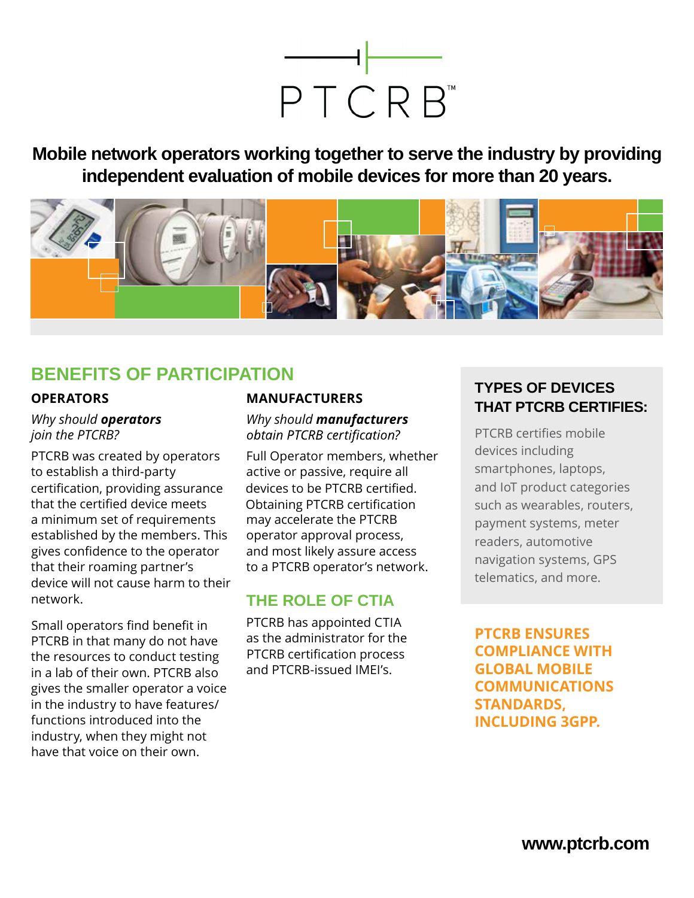# PTCRB™

**Mobile network operators working together to serve the industry by providing independent evaluation of mobile devices for more than 20 years.**

## BENEFITS OF PARTICIPATION

### OPERATORS

*Why should **operators** join the PTCRB?*

PTCRB was created by operators to establish a third-party certification, providing assurance that the certified device meets a minimum set of requirements established by the members. This gives confidence to the operator that their roaming partner's device will not cause harm to their network.

Small operators find benefit in PTCRB in that many do not have the resources to conduct testing in a lab of their own. PTCRB also gives the smaller operator a voice in the industry to have features/functions introduced into the industry, when they might not have that voice on their own.

### MANUFACTURERS

*Why should **manufacturers** obtain PTCRB certification?*

Full Operator members, whether active or passive, require all devices to be PTCRB certified. Obtaining PTCRB certification may accelerate the PTCRB operator approval process, and most likely assure access to a PTCRB operator's network.

## THE ROLE OF CTIA

PTCRB has appointed CTIA as the administrator for the PTCRB certification process and PTCRB-issued IMEI's.

## TYPES OF DEVICES THAT PTCRB CERTIFIES:

PTCRB certifies mobile devices including smartphones, laptops, and IoT product categories such as wearables, routers, payment systems, meter readers, automotive navigation systems, GPS telematics, and more.

**PTCRB ENSURES COMPLIANCE WITH GLOBAL MOBILE COMMUNICATIONS STANDARDS, INCLUDING 3GPP.**

**www.ptcrb.com**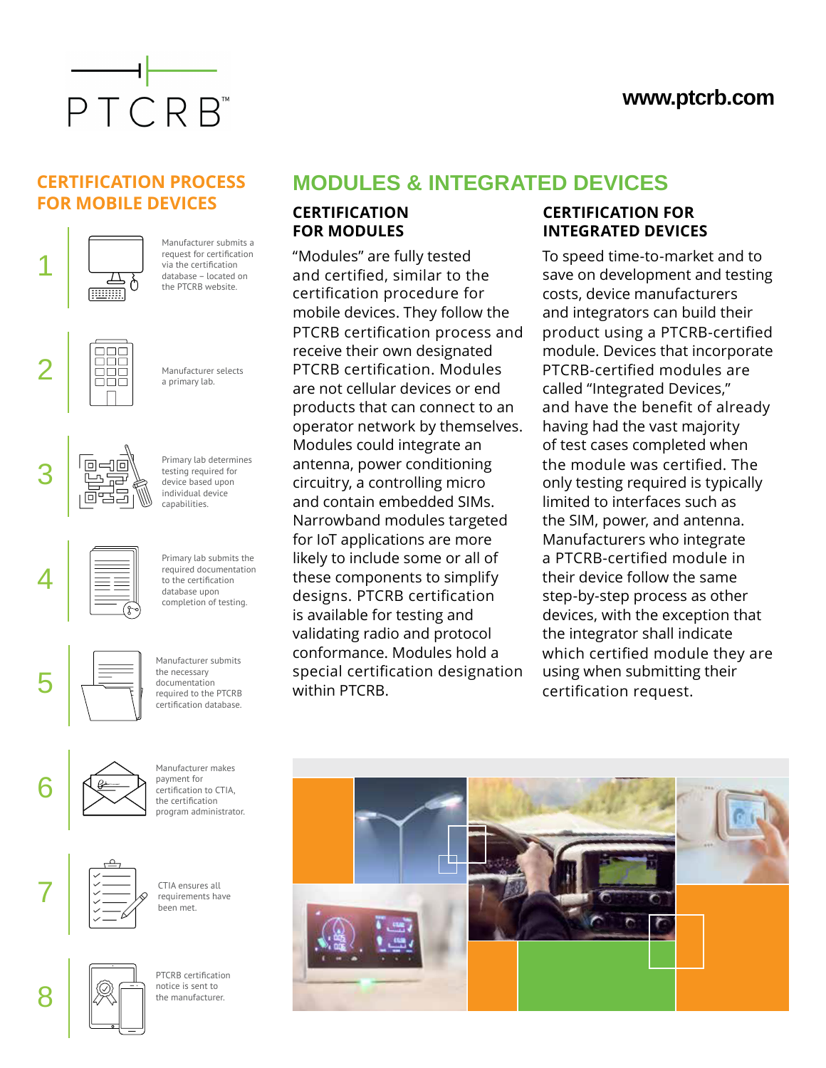PTCRB™

www.ptcrb.com

## CERTIFICATION PROCESS FOR MOBILE DEVICES

1. Manufacturer submits a request for certification via the certification database – located on the PTCRB website.
2. Manufacturer selects a primary lab.
3. Primary lab determines testing required for device based upon individual device capabilities.
4. Primary lab submits the required documentation to the certification database upon completion of testing.
5. Manufacturer submits the necessary documentation required to the PTCRB certification database.
6. Manufacturer makes payment for certification to CTIA, the certification program administrator.
7. CTIA ensures all requirements have been met.
8. PTCRB certification notice is sent to the manufacturer.

# MODULES & INTEGRATED DEVICES

## CERTIFICATION FOR MODULES

“Modules” are fully tested and certified, similar to the certification procedure for mobile devices. They follow the PTCRB certification process and receive their own designated PTCRB certification. Modules are not cellular devices or end products that can connect to an operator network by themselves. Modules could integrate an antenna, power conditioning circuitry, a controlling micro and contain embedded SIMs. Narrowband modules targeted for IoT applications are more likely to include some or all of these components to simplify designs. PTCRB certification is available for testing and validating radio and protocol conformance. Modules hold a special certification designation within PTCRB.

## CERTIFICATION FOR INTEGRATED DEVICES

To speed time-to-market and to save on development and testing costs, device manufacturers and integrators can build their product using a PTCRB-certified module. Devices that incorporate PTCRB-certified modules are called “Integrated Devices,” and have the benefit of already having had the vast majority of test cases completed when the module was certified. The only testing required is typically limited to interfaces such as the SIM, power, and antenna. Manufacturers who integrate a PTCRB-certified module in their device follow the same step-by-step process as other devices, with the exception that the integrator shall indicate which certified module they are using when submitting their certification request.